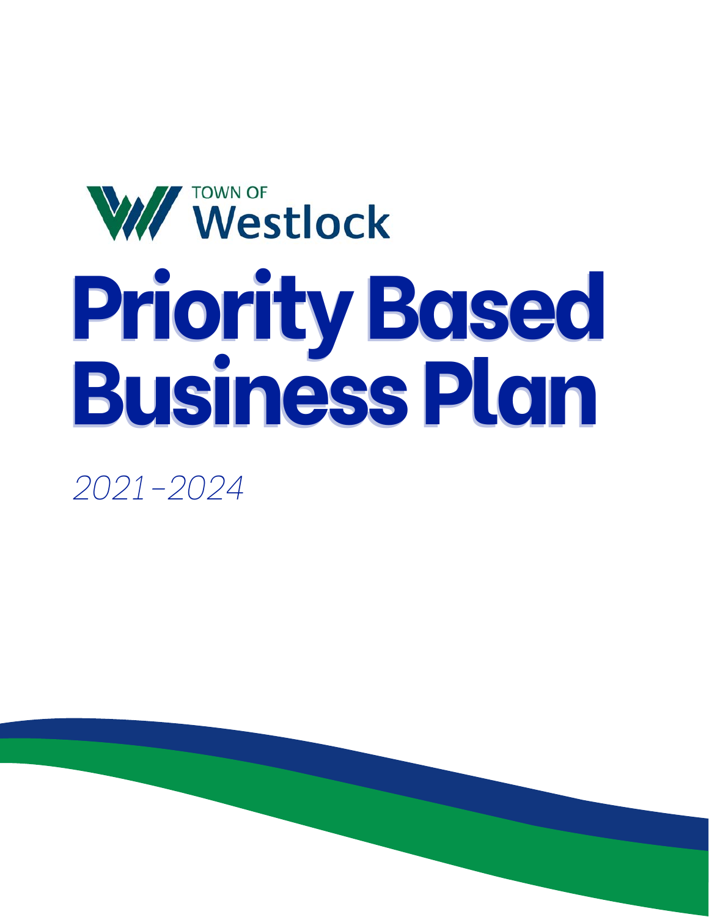TOWN OF

Westlock

# Priority Based Business Plan

*2021-2024*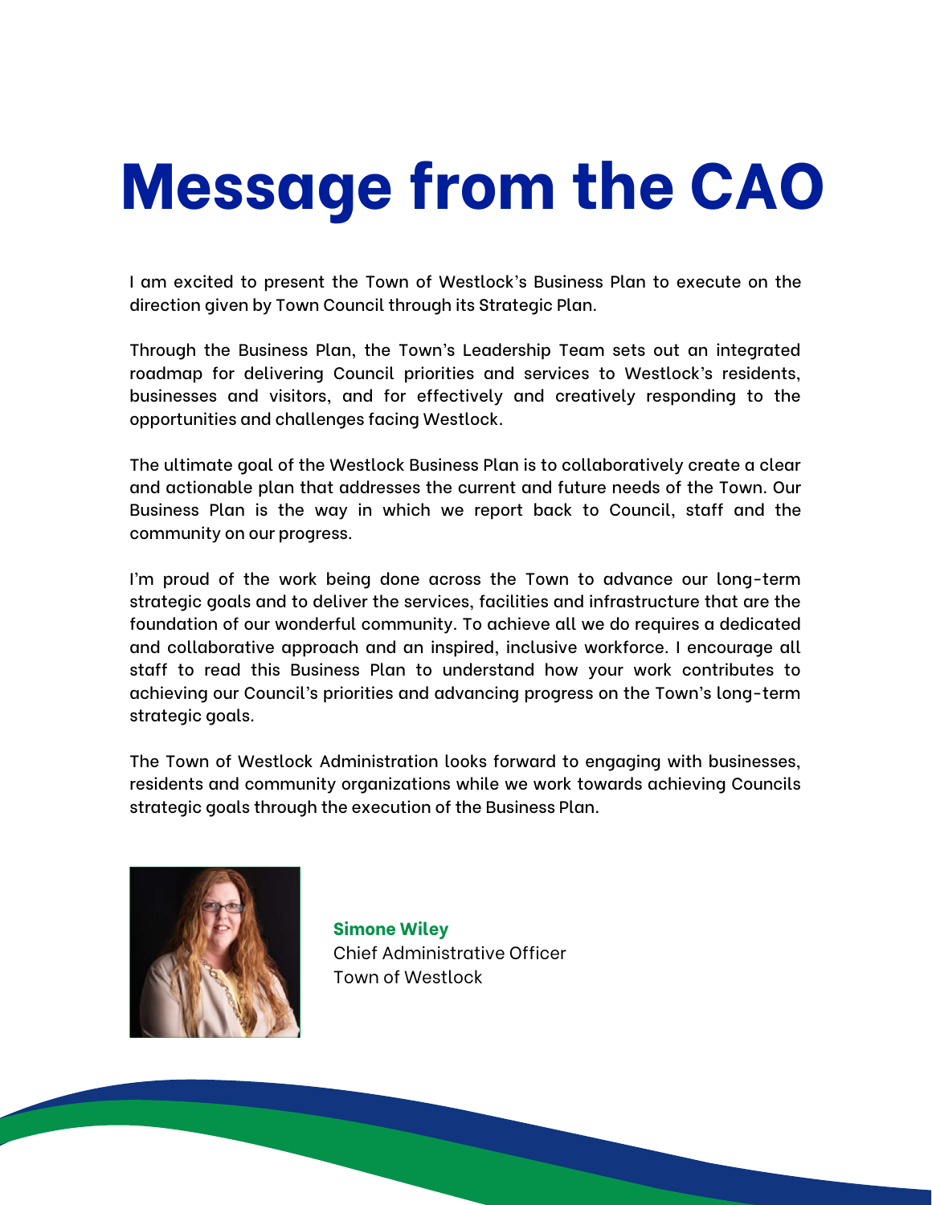# Message from the CAO

I am excited to present the Town of Westlock's Business Plan to execute on the direction given by Town Council through its Strategic Plan.

Through the Business Plan, the Town's Leadership Team sets out an integrated roadmap for delivering Council priorities and services to Westlock's residents, businesses and visitors, and for effectively and creatively responding to the opportunities and challenges facing Westlock.

The ultimate goal of the Westlock Business Plan is to collaboratively create a clear and actionable plan that addresses the current and future needs of the Town. Our Business Plan is the way in which we report back to Council, staff and the community on our progress.

I'm proud of the work being done across the Town to advance our long-term strategic goals and to deliver the services, facilities and infrastructure that are the foundation of our wonderful community. To achieve all we do requires a dedicated and collaborative approach and an inspired, inclusive workforce. I encourage all staff to read this Business Plan to understand how your work contributes to achieving our Council's priorities and advancing progress on the Town's long-term strategic goals.

The Town of Westlock Administration looks forward to engaging with businesses, residents and community organizations while we work towards achieving Councils strategic goals through the execution of the Business Plan.

**Simone Wiley**
Chief Administrative Officer
Town of Westlock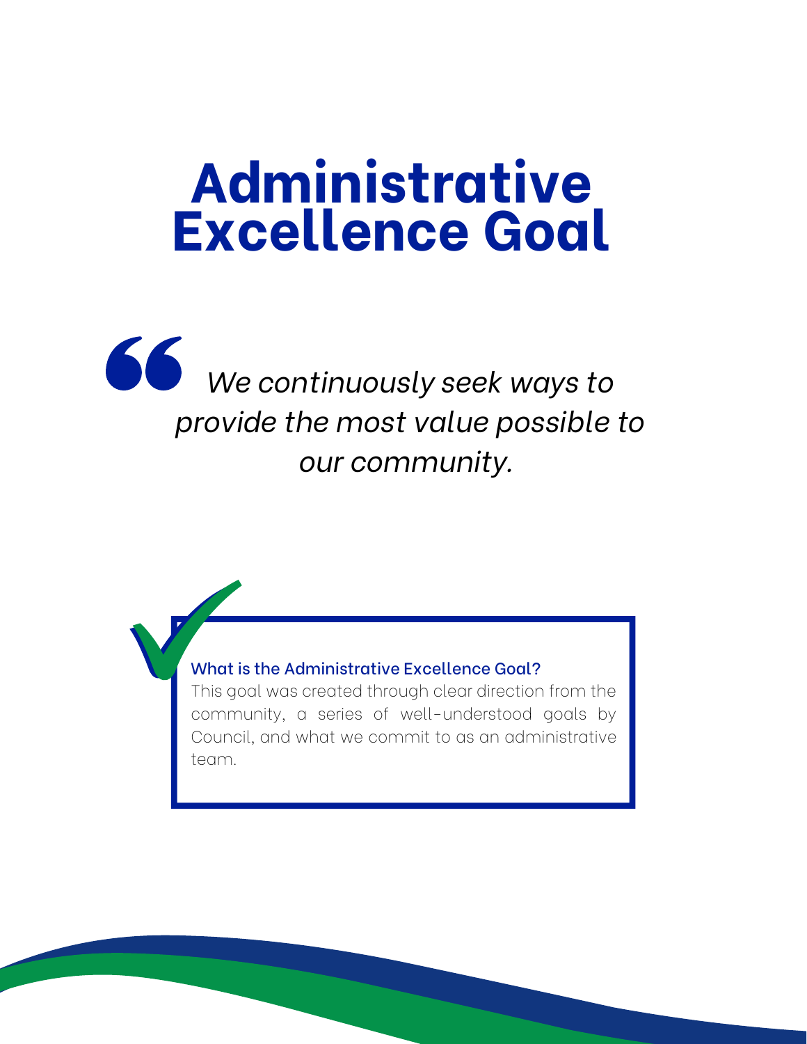# Administrative Excellence Goal

> *We continuously seek ways to provide the most value possible to our community.*

**What is the Administrative Excellence Goal?**

This goal was created through clear direction from the community, a series of well-understood goals by Council, and what we commit to as an administrative team.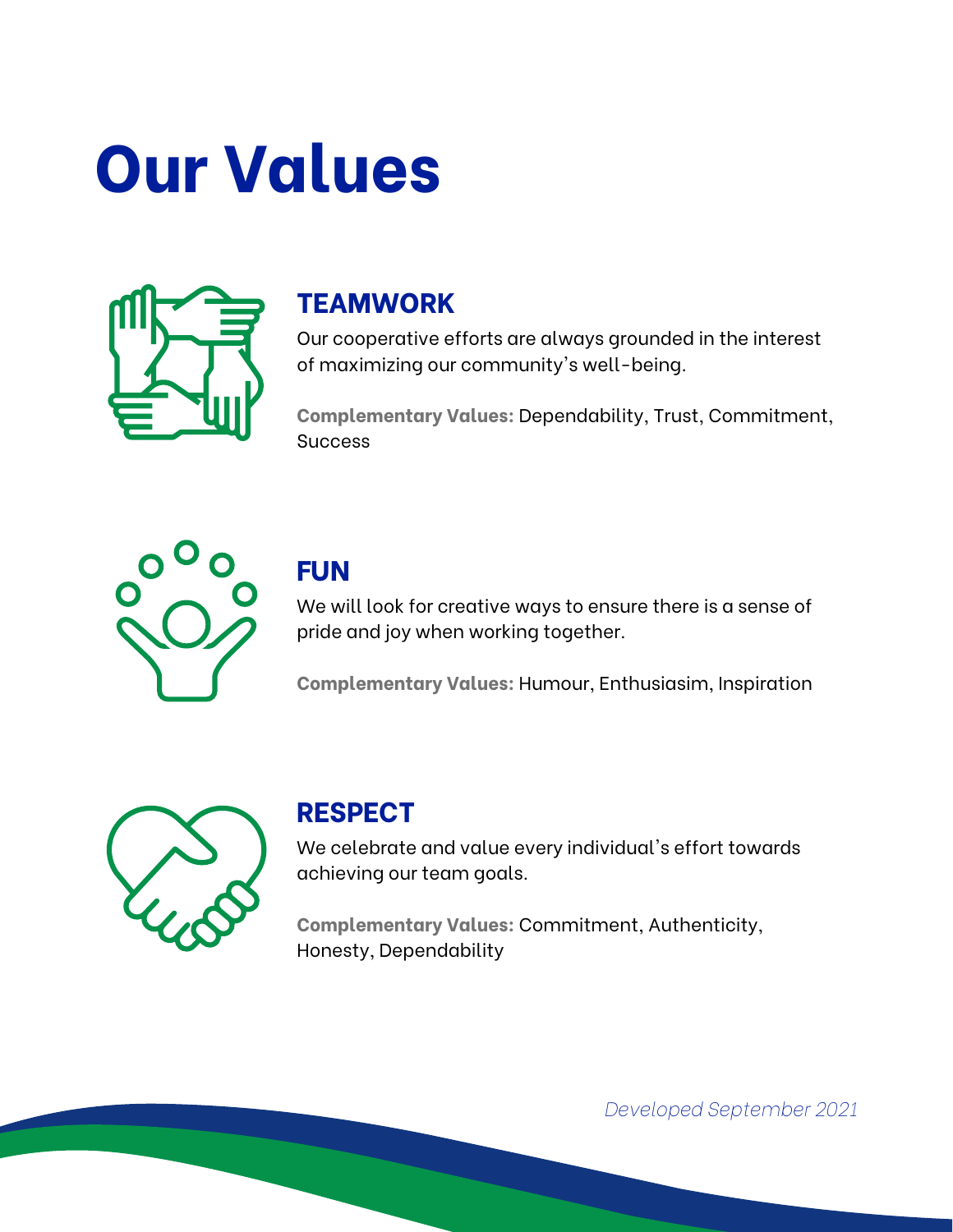# Our Values

## TEAMWORK

Our cooperative efforts are always grounded in the interest of maximizing our community's well-being.

**Complementary Values:** Dependability, Trust, Commitment, Success

## FUN

We will look for creative ways to ensure there is a sense of pride and joy when working together.

**Complementary Values:** Humour, Enthusiasim, Inspiration

## RESPECT

We celebrate and value every individual's effort towards achieving our team goals.

**Complementary Values:** Commitment, Authenticity, Honesty, Dependability

*Developed September 2021*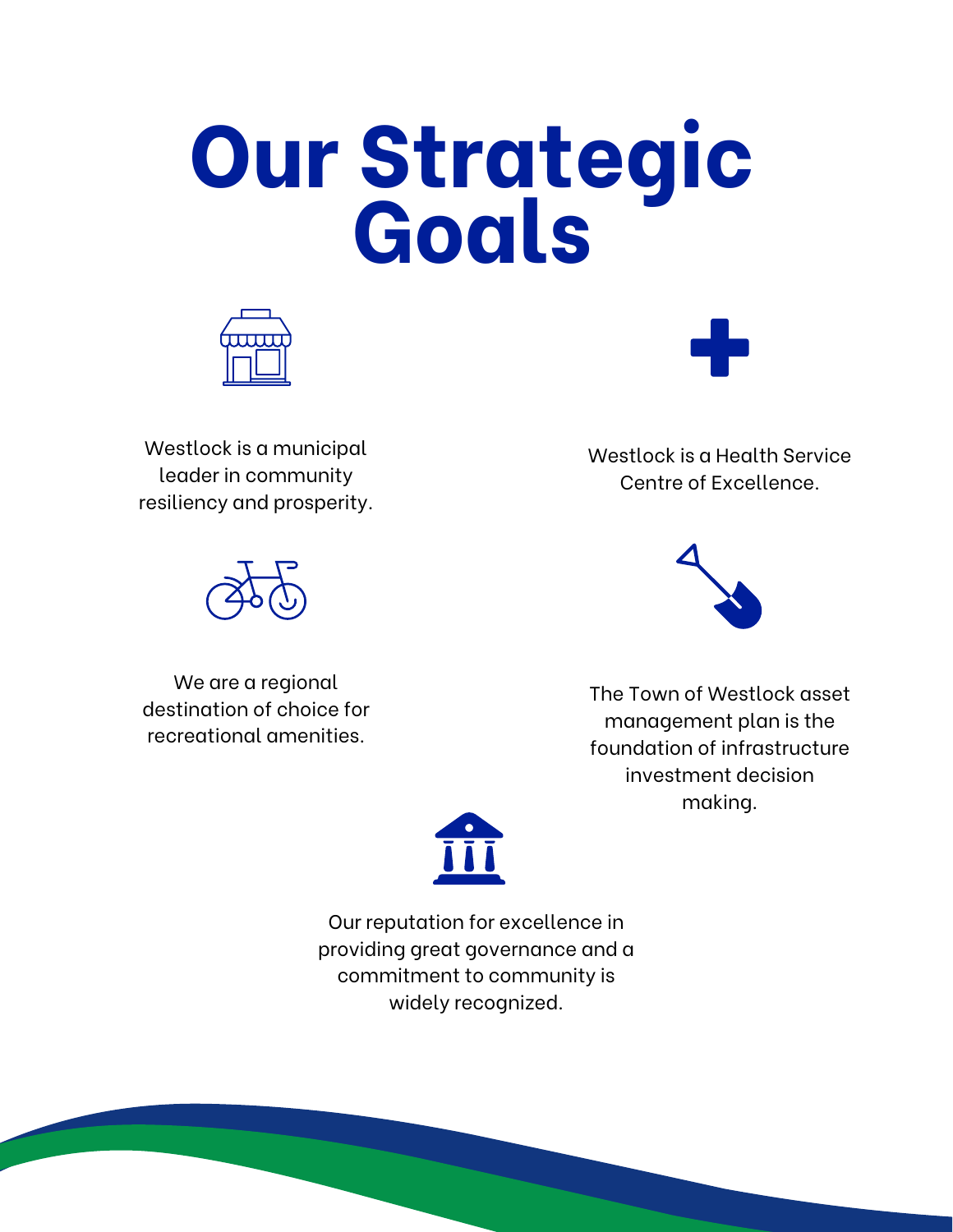# Our Strategic Goals

Westlock is a municipal leader in community resiliency and prosperity.

Westlock is a Health Service Centre of Excellence.

We are a regional destination of choice for recreational amenities.

The Town of Westlock asset management plan is the foundation of infrastructure investment decision making.

Our reputation for excellence in providing great governance and a commitment to community is widely recognized.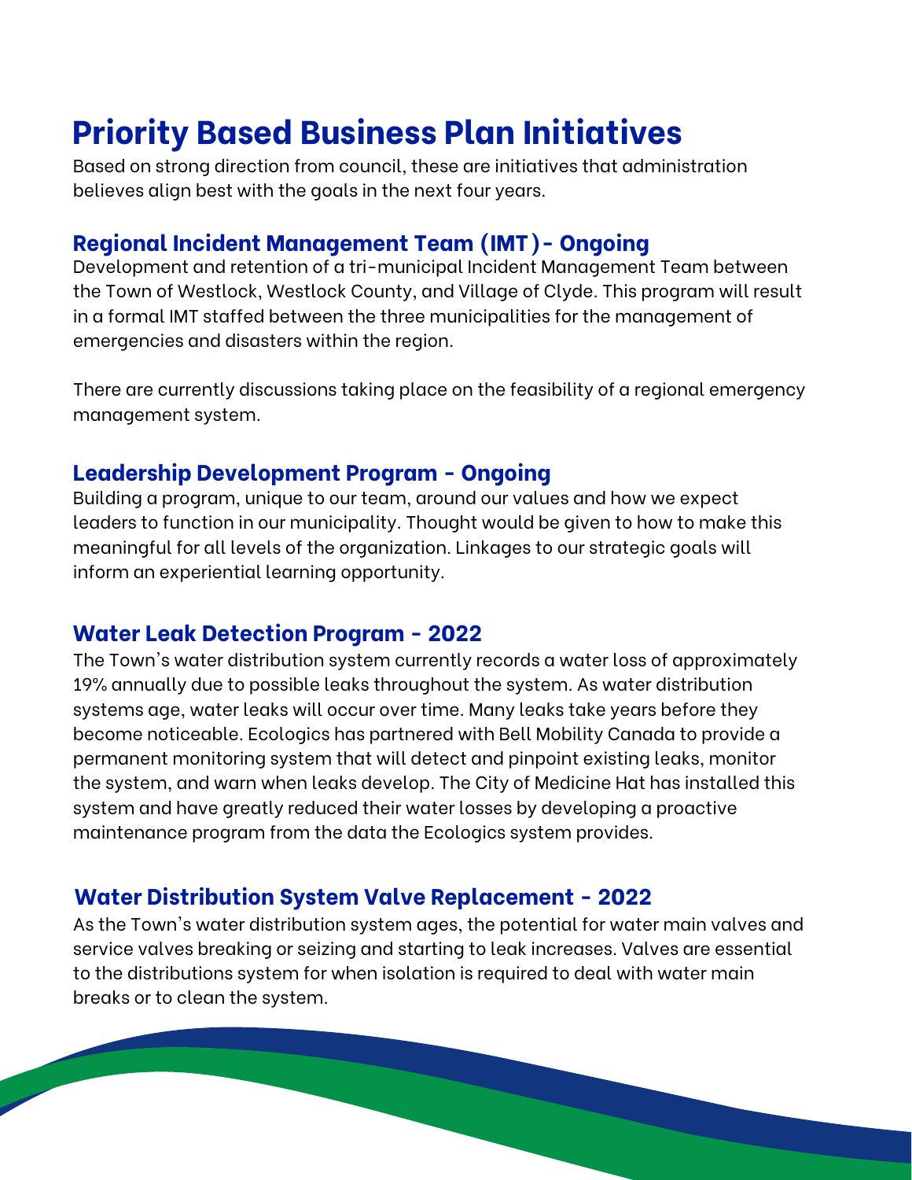# Priority Based Business Plan Initiatives

Based on strong direction from council, these are initiatives that administration believes align best with the goals in the next four years.

## Regional Incident Management Team (IMT)- Ongoing

Development and retention of a tri-municipal Incident Management Team between the Town of Westlock, Westlock County, and Village of Clyde. This program will result in a formal IMT staffed between the three municipalities for the management of emergencies and disasters within the region.

There are currently discussions taking place on the feasibility of a regional emergency management system.

## Leadership Development Program - Ongoing

Building a program, unique to our team, around our values and how we expect leaders to function in our municipality. Thought would be given to how to make this meaningful for all levels of the organization. Linkages to our strategic goals will inform an experiential learning opportunity.

## Water Leak Detection Program - 2022

The Town's water distribution system currently records a water loss of approximately 19% annually due to possible leaks throughout the system. As water distribution systems age, water leaks will occur over time. Many leaks take years before they become noticeable. Ecologics has partnered with Bell Mobility Canada to provide a permanent monitoring system that will detect and pinpoint existing leaks, monitor the system, and warn when leaks develop. The City of Medicine Hat has installed this system and have greatly reduced their water losses by developing a proactive maintenance program from the data the Ecologics system provides.

## Water Distribution System Valve Replacement - 2022

As the Town's water distribution system ages, the potential for water main valves and service valves breaking or seizing and starting to leak increases. Valves are essential to the distributions system for when isolation is required to deal with water main breaks or to clean the system.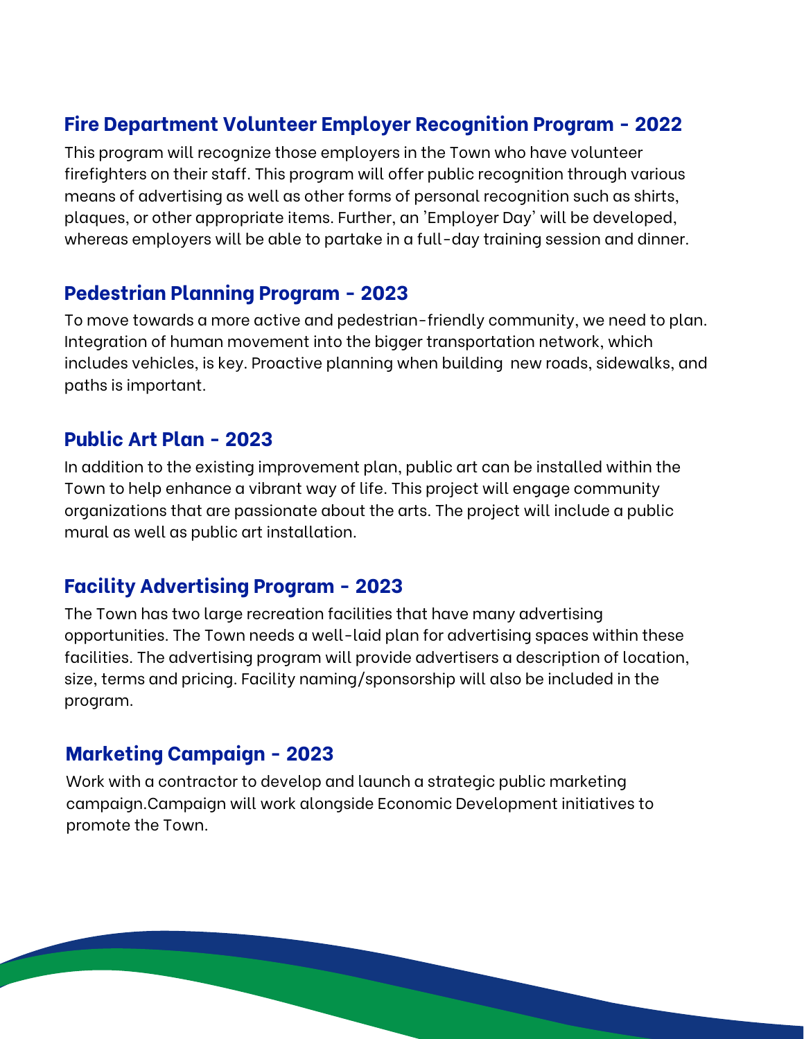## Fire Department Volunteer Employer Recognition Program - 2022

This program will recognize those employers in the Town who have volunteer firefighters on their staff. This program will offer public recognition through various means of advertising as well as other forms of personal recognition such as shirts, plaques, or other appropriate items. Further, an 'Employer Day' will be developed, whereas employers will be able to partake in a full-day training session and dinner.

## Pedestrian Planning Program - 2023

To move towards a more active and pedestrian-friendly community, we need to plan. Integration of human movement into the bigger transportation network, which includes vehicles, is key. Proactive planning when building new roads, sidewalks, and paths is important.

## Public Art Plan - 2023

In addition to the existing improvement plan, public art can be installed within the Town to help enhance a vibrant way of life. This project will engage community organizations that are passionate about the arts. The project will include a public mural as well as public art installation.

## Facility Advertising Program - 2023

The Town has two large recreation facilities that have many advertising opportunities. The Town needs a well-laid plan for advertising spaces within these facilities. The advertising program will provide advertisers a description of location, size, terms and pricing. Facility naming/sponsorship will also be included in the program.

## Marketing Campaign - 2023

Work with a contractor to develop and launch a strategic public marketing campaign.Campaign will work alongside Economic Development initiatives to promote the Town.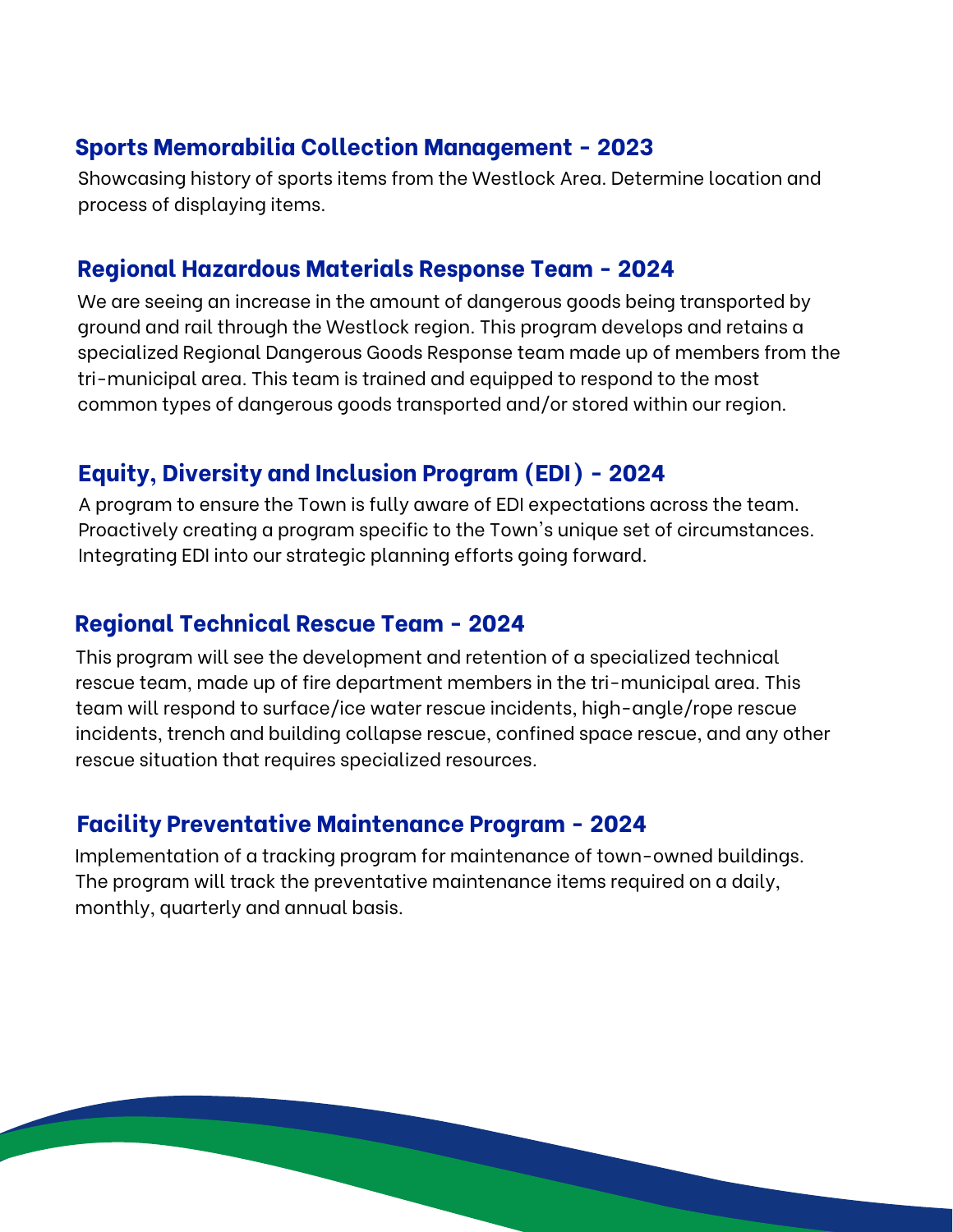### Sports Memorabilia Collection Management - 2023

Showcasing history of sports items from the Westlock Area. Determine location and process of displaying items.

### Regional Hazardous Materials Response Team - 2024

We are seeing an increase in the amount of dangerous goods being transported by ground and rail through the Westlock region. This program develops and retains a specialized Regional Dangerous Goods Response team made up of members from the tri-municipal area. This team is trained and equipped to respond to the most common types of dangerous goods transported and/or stored within our region.

### Equity, Diversity and Inclusion Program (EDI) - 2024

A program to ensure the Town is fully aware of EDI expectations across the team. Proactively creating a program specific to the Town's unique set of circumstances. Integrating EDI into our strategic planning efforts going forward.

### Regional Technical Rescue Team - 2024

This program will see the development and retention of a specialized technical rescue team, made up of fire department members in the tri-municipal area. This team will respond to surface/ice water rescue incidents, high-angle/rope rescue incidents, trench and building collapse rescue, confined space rescue, and any other rescue situation that requires specialized resources.

### Facility Preventative Maintenance Program - 2024

Implementation of a tracking program for maintenance of town-owned buildings. The program will track the preventative maintenance items required on a daily, monthly, quarterly and annual basis.